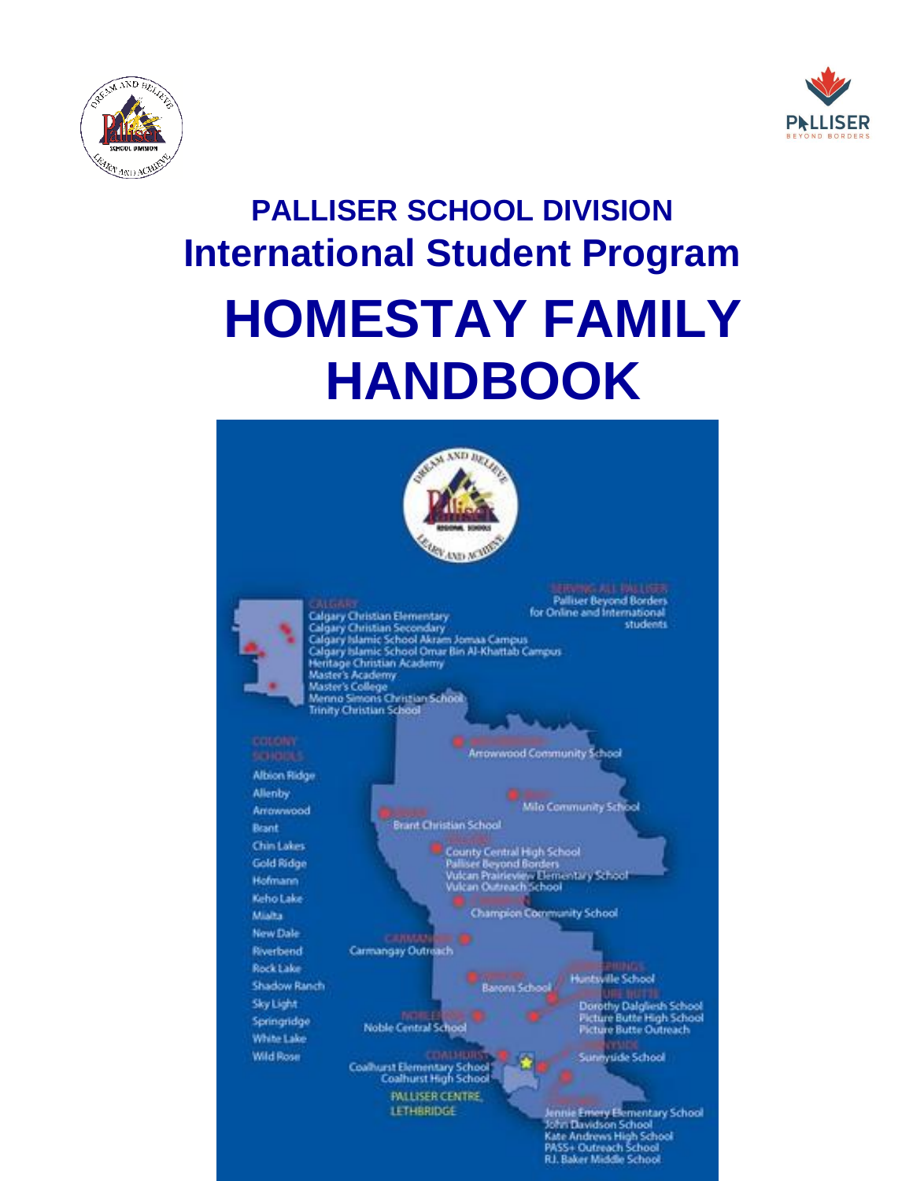# PALLISER SCHOOL DIVISION

## International Student Program

# HOMESTAY FAMILY HANDBOOK

CALGARY
Calgary Christian Elementary
Calgary Christian Secondary
Calgary Islamic School Akram Jomaa Campus
Calgary Islamic School Omar Bin Al-Khattab Campus
Heritage Christian Academy
Master's Academy
Master's College
Menno Simons Christian School
Trinity Christian School

SERVING ALL PALLISER
Palliser Beyond Borders
for Online and International students

COLONY SCHOOLS
Albion Ridge
Allenby
Arrowwood
Brant
Chin Lakes
Gold Ridge
Hofmann
Keho Lake
Mialta
New Dale
Riverbend
Rock Lake
Shadow Ranch
Sky Light
Springridge
White Lake
Wild Rose

ARROWWOOD
Arrowwood Community School

MILO
Milo Community School

BRANT
Brant Christian School

VULCAN
County Central High School
Palliser Beyond Borders
Vulcan Prairieview Elementary School
Vulcan Outreach School

CHAMPION
Champion Community School

CARMANGAY
Carmangay Outreach

BARONS
Barons School

COALDALE / IRON SPRINGS
Huntsville School

PICTURE BUTTE
Dorothy Dalgliesh School
Picture Butte High School
Picture Butte Outreach

NOBLEFORD
Noble Central School

COALHURST
Coalhurst Elementary School
Coalhurst High School

SUNNYSIDE
Sunnyside School

PALLISER CENTRE, LETHBRIDGE

COALDALE
Jennie Emery Elementary School
John Davidson School
Kate Andrews High School
PASS+ Outreach School
R.I. Baker Middle School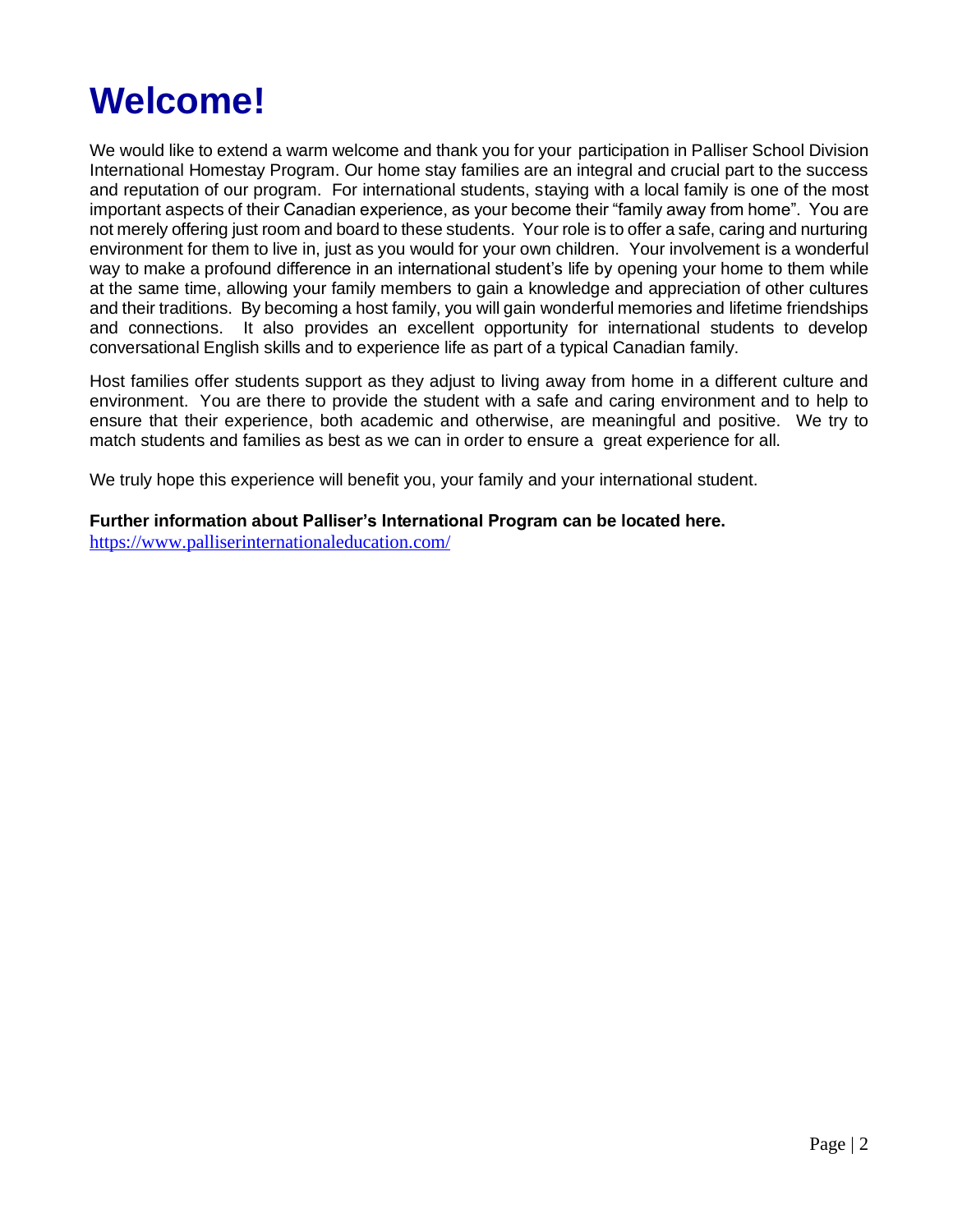# Welcome!

We would like to extend a warm welcome and thank you for your participation in Palliser School Division International Homestay Program. Our home stay families are an integral and crucial part to the success and reputation of our program. For international students, staying with a local family is one of the most important aspects of their Canadian experience, as your become their "family away from home". You are not merely offering just room and board to these students. Your role is to offer a safe, caring and nurturing environment for them to live in, just as you would for your own children. Your involvement is a wonderful way to make a profound difference in an international student's life by opening your home to them while at the same time, allowing your family members to gain a knowledge and appreciation of other cultures and their traditions. By becoming a host family, you will gain wonderful memories and lifetime friendships and connections. It also provides an excellent opportunity for international students to develop conversational English skills and to experience life as part of a typical Canadian family.

Host families offer students support as they adjust to living away from home in a different culture and environment. You are there to provide the student with a safe and caring environment and to help to ensure that their experience, both academic and otherwise, are meaningful and positive. We try to match students and families as best as we can in order to ensure a great experience for all.

We truly hope this experience will benefit you, your family and your international student.

**Further information about Palliser's International Program can be located here.**
https://www.palliserinternationaleducation.com/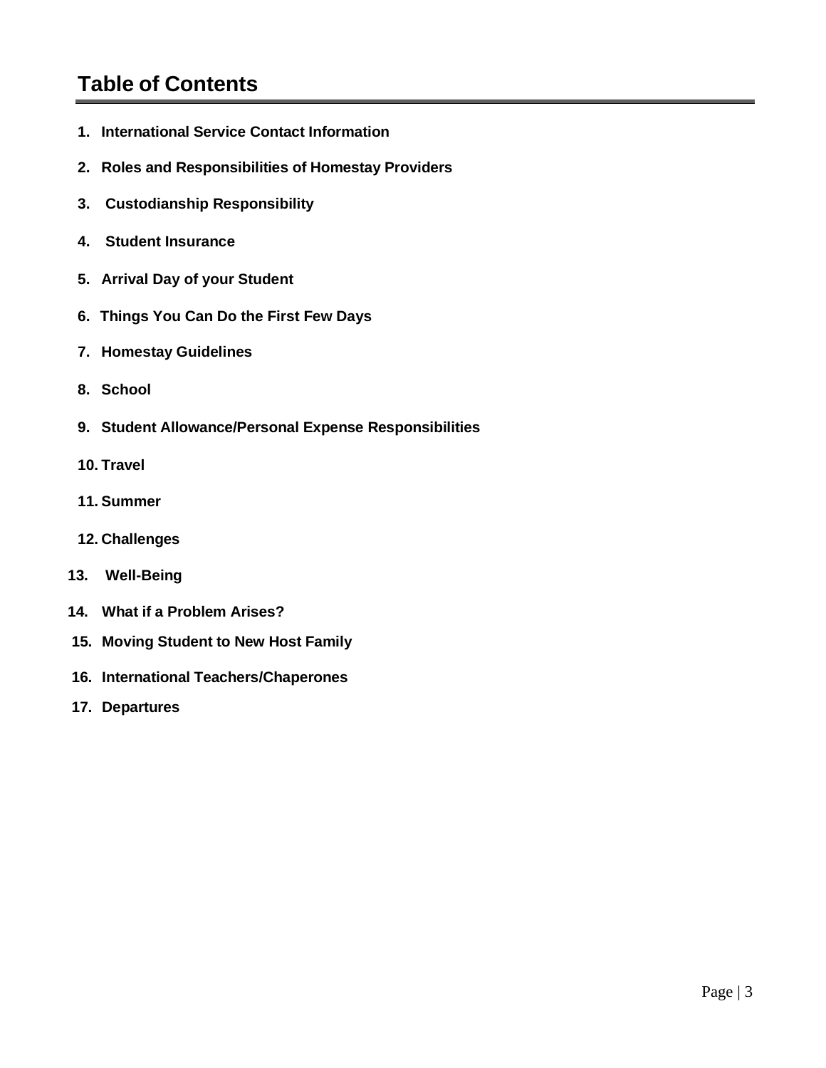# Table of Contents

1. **International Service Contact Information**
2. **Roles and Responsibilities of Homestay Providers**
3. **Custodianship Responsibility**
4. **Student Insurance**
5. **Arrival Day of your Student**
6. **Things You Can Do the First Few Days**
7. **Homestay Guidelines**
8. **School**
9. **Student Allowance/Personal Expense Responsibilities**
10. **Travel**
11. **Summer**
12. **Challenges**
13. **Well-Being**
14. **What if a Problem Arises?**
15. **Moving Student to New Host Family**
16. **International Teachers/Chaperones**
17. **Departures**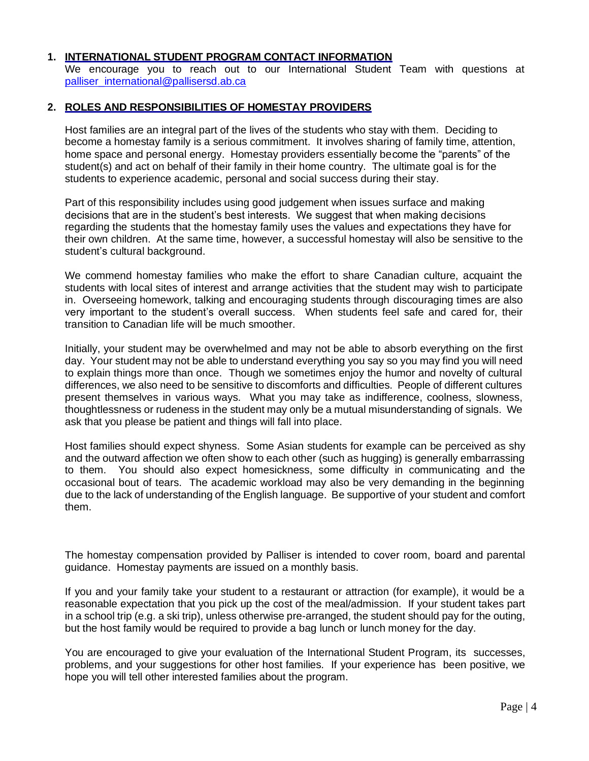## 1. INTERNATIONAL STUDENT PROGRAM CONTACT INFORMATION

We encourage you to reach out to our International Student Team with questions at [palliser_international@pallisersd.ab.ca](mailto:palliser_international@pallisersd.ab.ca)

## 2. ROLES AND RESPONSIBILITIES OF HOMESTAY PROVIDERS

Host families are an integral part of the lives of the students who stay with them. Deciding to become a homestay family is a serious commitment. It involves sharing of family time, attention, home space and personal energy. Homestay providers essentially become the "parents" of the student(s) and act on behalf of their family in their home country. The ultimate goal is for the students to experience academic, personal and social success during their stay.

Part of this responsibility includes using good judgement when issues surface and making decisions that are in the student's best interests. We suggest that when making decisions regarding the students that the homestay family uses the values and expectations they have for their own children. At the same time, however, a successful homestay will also be sensitive to the student's cultural background.

We commend homestay families who make the effort to share Canadian culture, acquaint the students with local sites of interest and arrange activities that the student may wish to participate in. Overseeing homework, talking and encouraging students through discouraging times are also very important to the student's overall success. When students feel safe and cared for, their transition to Canadian life will be much smoother.

Initially, your student may be overwhelmed and may not be able to absorb everything on the first day. Your student may not be able to understand everything you say so you may find you will need to explain things more than once. Though we sometimes enjoy the humor and novelty of cultural differences, we also need to be sensitive to discomforts and difficulties. People of different cultures present themselves in various ways. What you may take as indifference, coolness, slowness, thoughtlessness or rudeness in the student may only be a mutual misunderstanding of signals. We ask that you please be patient and things will fall into place.

Host families should expect shyness. Some Asian students for example can be perceived as shy and the outward affection we often show to each other (such as hugging) is generally embarrassing to them. You should also expect homesickness, some difficulty in communicating and the occasional bout of tears. The academic workload may also be very demanding in the beginning due to the lack of understanding of the English language. Be supportive of your student and comfort them.

The homestay compensation provided by Palliser is intended to cover room, board and parental guidance. Homestay payments are issued on a monthly basis.

If you and your family take your student to a restaurant or attraction (for example), it would be a reasonable expectation that you pick up the cost of the meal/admission. If your student takes part in a school trip (e.g. a ski trip), unless otherwise pre-arranged, the student should pay for the outing, but the host family would be required to provide a bag lunch or lunch money for the day.

You are encouraged to give your evaluation of the International Student Program, its successes, problems, and your suggestions for other host families. If your experience has been positive, we hope you will tell other interested families about the program.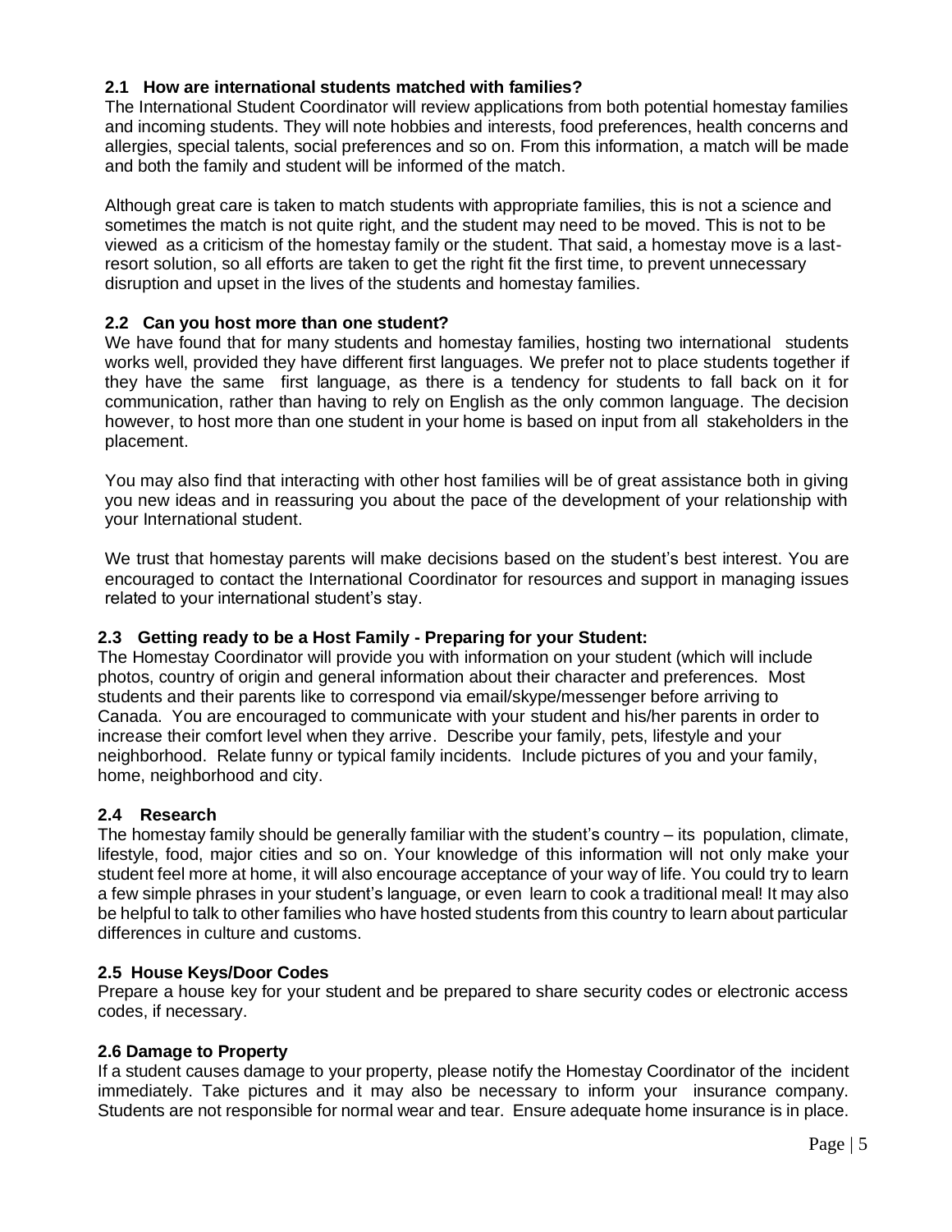### 2.1 How are international students matched with families?

The International Student Coordinator will review applications from both potential homestay families and incoming students. They will note hobbies and interests, food preferences, health concerns and allergies, special talents, social preferences and so on. From this information, a match will be made and both the family and student will be informed of the match.

Although great care is taken to match students with appropriate families, this is not a science and sometimes the match is not quite right, and the student may need to be moved. This is not to be viewed as a criticism of the homestay family or the student. That said, a homestay move is a last-resort solution, so all efforts are taken to get the right fit the first time, to prevent unnecessary disruption and upset in the lives of the students and homestay families.

### 2.2 Can you host more than one student?

We have found that for many students and homestay families, hosting two international students works well, provided they have different first languages. We prefer not to place students together if they have the same first language, as there is a tendency for students to fall back on it for communication, rather than having to rely on English as the only common language. The decision however, to host more than one student in your home is based on input from all stakeholders in the placement.

You may also find that interacting with other host families will be of great assistance both in giving you new ideas and in reassuring you about the pace of the development of your relationship with your International student.

We trust that homestay parents will make decisions based on the student's best interest. You are encouraged to contact the International Coordinator for resources and support in managing issues related to your international student's stay.

### 2.3 Getting ready to be a Host Family - Preparing for your Student:

The Homestay Coordinator will provide you with information on your student (which will include photos, country of origin and general information about their character and preferences. Most students and their parents like to correspond via email/skype/messenger before arriving to Canada. You are encouraged to communicate with your student and his/her parents in order to increase their comfort level when they arrive. Describe your family, pets, lifestyle and your neighborhood. Relate funny or typical family incidents. Include pictures of you and your family, home, neighborhood and city.

### 2.4 Research

The homestay family should be generally familiar with the student's country – its population, climate, lifestyle, food, major cities and so on. Your knowledge of this information will not only make your student feel more at home, it will also encourage acceptance of your way of life. You could try to learn a few simple phrases in your student's language, or even learn to cook a traditional meal! It may also be helpful to talk to other families who have hosted students from this country to learn about particular differences in culture and customs.

### 2.5 House Keys/Door Codes

Prepare a house key for your student and be prepared to share security codes or electronic access codes, if necessary.

### 2.6 Damage to Property

If a student causes damage to your property, please notify the Homestay Coordinator of the incident immediately. Take pictures and it may also be necessary to inform your insurance company. Students are not responsible for normal wear and tear. Ensure adequate home insurance is in place.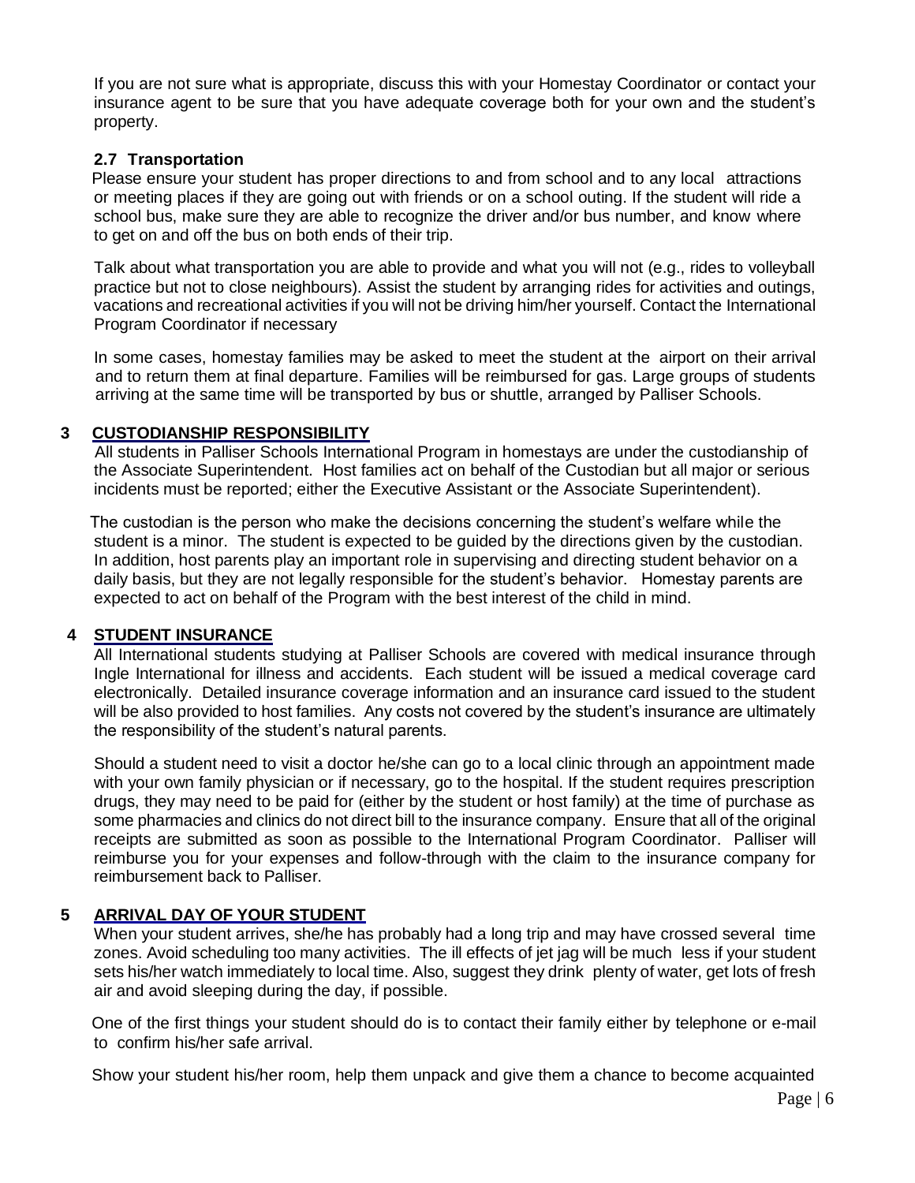If you are not sure what is appropriate, discuss this with your Homestay Coordinator or contact your insurance agent to be sure that you have adequate coverage both for your own and the student's property.

### 2.7 Transportation

Please ensure your student has proper directions to and from school and to any local attractions or meeting places if they are going out with friends or on a school outing. If the student will ride a school bus, make sure they are able to recognize the driver and/or bus number, and know where to get on and off the bus on both ends of their trip.

Talk about what transportation you are able to provide and what you will not (e.g., rides to volleyball practice but not to close neighbours). Assist the student by arranging rides for activities and outings, vacations and recreational activities if you will not be driving him/her yourself. Contact the International Program Coordinator if necessary

In some cases, homestay families may be asked to meet the student at the airport on their arrival and to return them at final departure. Families will be reimbursed for gas. Large groups of students arriving at the same time will be transported by bus or shuttle, arranged by Palliser Schools.

## 3 CUSTODIANSHIP RESPONSIBILITY

All students in Palliser Schools International Program in homestays are under the custodianship of the Associate Superintendent. Host families act on behalf of the Custodian but all major or serious incidents must be reported; either the Executive Assistant or the Associate Superintendent).

The custodian is the person who make the decisions concerning the student's welfare while the student is a minor. The student is expected to be guided by the directions given by the custodian. In addition, host parents play an important role in supervising and directing student behavior on a daily basis, but they are not legally responsible for the student's behavior. Homestay parents are expected to act on behalf of the Program with the best interest of the child in mind.

## 4 STUDENT INSURANCE

All International students studying at Palliser Schools are covered with medical insurance through Ingle International for illness and accidents. Each student will be issued a medical coverage card electronically. Detailed insurance coverage information and an insurance card issued to the student will be also provided to host families. Any costs not covered by the student's insurance are ultimately the responsibility of the student's natural parents.

Should a student need to visit a doctor he/she can go to a local clinic through an appointment made with your own family physician or if necessary, go to the hospital. If the student requires prescription drugs, they may need to be paid for (either by the student or host family) at the time of purchase as some pharmacies and clinics do not direct bill to the insurance company. Ensure that all of the original receipts are submitted as soon as possible to the International Program Coordinator. Palliser will reimburse you for your expenses and follow-through with the claim to the insurance company for reimbursement back to Palliser.

## 5 ARRIVAL DAY OF YOUR STUDENT

When your student arrives, she/he has probably had a long trip and may have crossed several time zones. Avoid scheduling too many activities. The ill effects of jet jag will be much less if your student sets his/her watch immediately to local time. Also, suggest they drink plenty of water, get lots of fresh air and avoid sleeping during the day, if possible.

One of the first things your student should do is to contact their family either by telephone or e-mail to confirm his/her safe arrival.

Show your student his/her room, help them unpack and give them a chance to become acquainted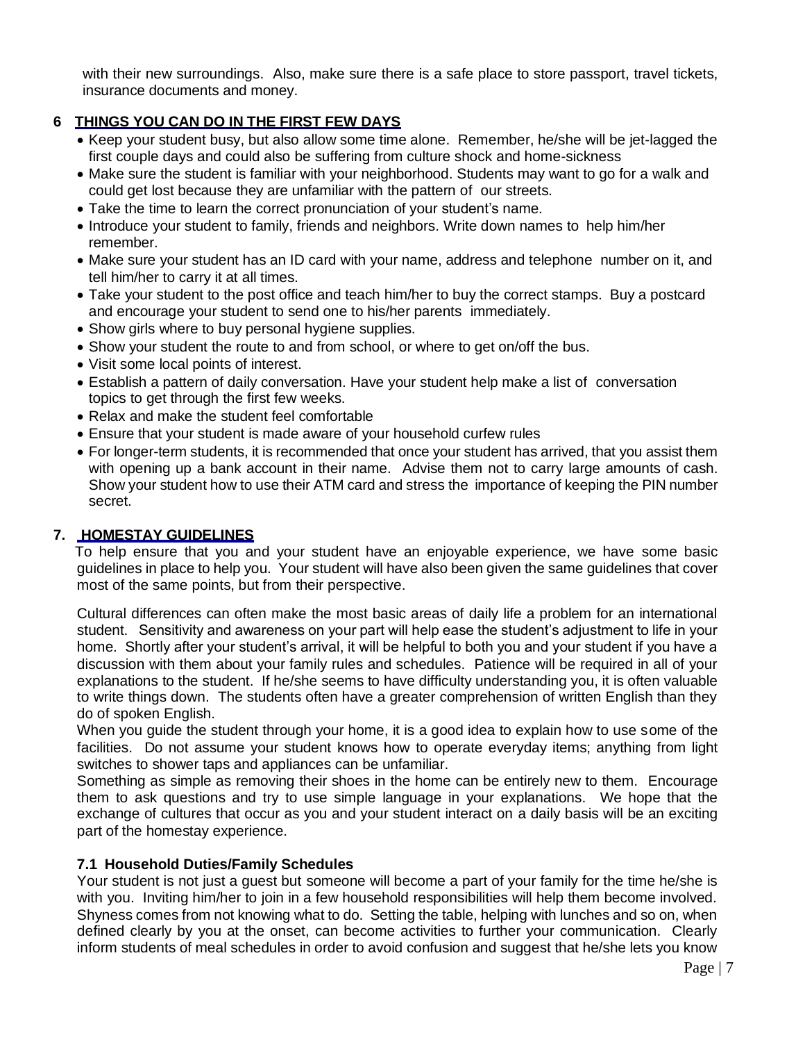with their new surroundings. Also, make sure there is a safe place to store passport, travel tickets, insurance documents and money.

## 6 THINGS YOU CAN DO IN THE FIRST FEW DAYS

- Keep your student busy, but also allow some time alone. Remember, he/she will be jet-lagged the first couple days and could also be suffering from culture shock and home-sickness
- Make sure the student is familiar with your neighborhood. Students may want to go for a walk and could get lost because they are unfamiliar with the pattern of our streets.
- Take the time to learn the correct pronunciation of your student's name.
- Introduce your student to family, friends and neighbors. Write down names to help him/her remember.
- Make sure your student has an ID card with your name, address and telephone number on it, and tell him/her to carry it at all times.
- Take your student to the post office and teach him/her to buy the correct stamps. Buy a postcard and encourage your student to send one to his/her parents immediately.
- Show girls where to buy personal hygiene supplies.
- Show your student the route to and from school, or where to get on/off the bus.
- Visit some local points of interest.
- Establish a pattern of daily conversation. Have your student help make a list of conversation topics to get through the first few weeks.
- Relax and make the student feel comfortable
- Ensure that your student is made aware of your household curfew rules
- For longer-term students, it is recommended that once your student has arrived, that you assist them with opening up a bank account in their name. Advise them not to carry large amounts of cash. Show your student how to use their ATM card and stress the importance of keeping the PIN number secret.

## 7. HOMESTAY GUIDELINES

To help ensure that you and your student have an enjoyable experience, we have some basic guidelines in place to help you. Your student will have also been given the same guidelines that cover most of the same points, but from their perspective.

Cultural differences can often make the most basic areas of daily life a problem for an international student. Sensitivity and awareness on your part will help ease the student's adjustment to life in your home. Shortly after your student's arrival, it will be helpful to both you and your student if you have a discussion with them about your family rules and schedules. Patience will be required in all of your explanations to the student. If he/she seems to have difficulty understanding you, it is often valuable to write things down. The students often have a greater comprehension of written English than they do of spoken English.

When you guide the student through your home, it is a good idea to explain how to use some of the facilities. Do not assume your student knows how to operate everyday items; anything from light switches to shower taps and appliances can be unfamiliar.

Something as simple as removing their shoes in the home can be entirely new to them. Encourage them to ask questions and try to use simple language in your explanations. We hope that the exchange of cultures that occur as you and your student interact on a daily basis will be an exciting part of the homestay experience.

### 7.1 Household Duties/Family Schedules

Your student is not just a guest but someone will become a part of your family for the time he/she is with you. Inviting him/her to join in a few household responsibilities will help them become involved. Shyness comes from not knowing what to do. Setting the table, helping with lunches and so on, when defined clearly by you at the onset, can become activities to further your communication. Clearly inform students of meal schedules in order to avoid confusion and suggest that he/she lets you know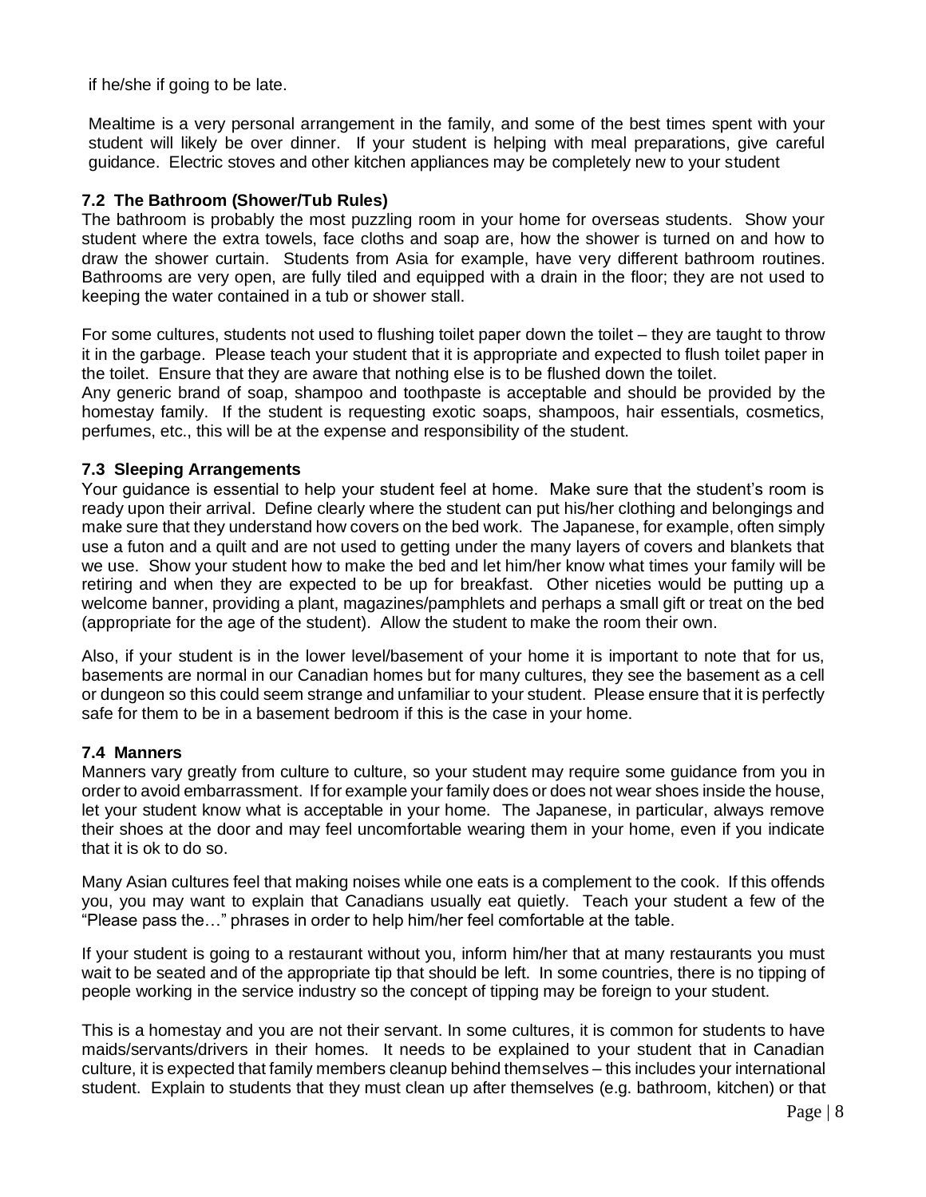if he/she if going to be late.

Mealtime is a very personal arrangement in the family, and some of the best times spent with your student will likely be over dinner. If your student is helping with meal preparations, give careful guidance. Electric stoves and other kitchen appliances may be completely new to your student

### 7.2 The Bathroom (Shower/Tub Rules)

The bathroom is probably the most puzzling room in your home for overseas students. Show your student where the extra towels, face cloths and soap are, how the shower is turned on and how to draw the shower curtain. Students from Asia for example, have very different bathroom routines. Bathrooms are very open, are fully tiled and equipped with a drain in the floor; they are not used to keeping the water contained in a tub or shower stall.

For some cultures, students not used to flushing toilet paper down the toilet – they are taught to throw it in the garbage. Please teach your student that it is appropriate and expected to flush toilet paper in the toilet. Ensure that they are aware that nothing else is to be flushed down the toilet.
Any generic brand of soap, shampoo and toothpaste is acceptable and should be provided by the homestay family. If the student is requesting exotic soaps, shampoos, hair essentials, cosmetics, perfumes, etc., this will be at the expense and responsibility of the student.

### 7.3 Sleeping Arrangements

Your guidance is essential to help your student feel at home. Make sure that the student's room is ready upon their arrival. Define clearly where the student can put his/her clothing and belongings and make sure that they understand how covers on the bed work. The Japanese, for example, often simply use a futon and a quilt and are not used to getting under the many layers of covers and blankets that we use. Show your student how to make the bed and let him/her know what times your family will be retiring and when they are expected to be up for breakfast. Other niceties would be putting up a welcome banner, providing a plant, magazines/pamphlets and perhaps a small gift or treat on the bed (appropriate for the age of the student). Allow the student to make the room their own.

Also, if your student is in the lower level/basement of your home it is important to note that for us, basements are normal in our Canadian homes but for many cultures, they see the basement as a cell or dungeon so this could seem strange and unfamiliar to your student. Please ensure that it is perfectly safe for them to be in a basement bedroom if this is the case in your home.

### 7.4 Manners

Manners vary greatly from culture to culture, so your student may require some guidance from you in order to avoid embarrassment. If for example your family does or does not wear shoes inside the house, let your student know what is acceptable in your home. The Japanese, in particular, always remove their shoes at the door and may feel uncomfortable wearing them in your home, even if you indicate that it is ok to do so.

Many Asian cultures feel that making noises while one eats is a complement to the cook. If this offends you, you may want to explain that Canadians usually eat quietly. Teach your student a few of the "Please pass the…" phrases in order to help him/her feel comfortable at the table.

If your student is going to a restaurant without you, inform him/her that at many restaurants you must wait to be seated and of the appropriate tip that should be left. In some countries, there is no tipping of people working in the service industry so the concept of tipping may be foreign to your student.

This is a homestay and you are not their servant. In some cultures, it is common for students to have maids/servants/drivers in their homes. It needs to be explained to your student that in Canadian culture, it is expected that family members cleanup behind themselves – this includes your international student. Explain to students that they must clean up after themselves (e.g. bathroom, kitchen) or that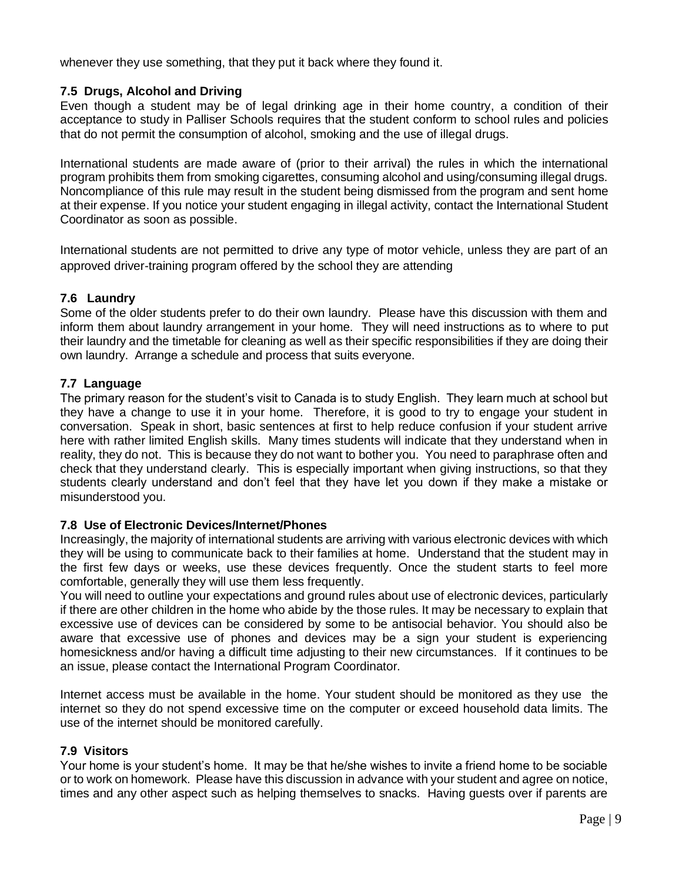whenever they use something, that they put it back where they found it.

### 7.5 Drugs, Alcohol and Driving

Even though a student may be of legal drinking age in their home country, a condition of their acceptance to study in Palliser Schools requires that the student conform to school rules and policies that do not permit the consumption of alcohol, smoking and the use of illegal drugs.

International students are made aware of (prior to their arrival) the rules in which the international program prohibits them from smoking cigarettes, consuming alcohol and using/consuming illegal drugs. Noncompliance of this rule may result in the student being dismissed from the program and sent home at their expense. If you notice your student engaging in illegal activity, contact the International Student Coordinator as soon as possible.

International students are not permitted to drive any type of motor vehicle, unless they are part of an approved driver-training program offered by the school they are attending

### 7.6 Laundry

Some of the older students prefer to do their own laundry. Please have this discussion with them and inform them about laundry arrangement in your home. They will need instructions as to where to put their laundry and the timetable for cleaning as well as their specific responsibilities if they are doing their own laundry. Arrange a schedule and process that suits everyone.

### 7.7 Language

The primary reason for the student's visit to Canada is to study English. They learn much at school but they have a change to use it in your home. Therefore, it is good to try to engage your student in conversation. Speak in short, basic sentences at first to help reduce confusion if your student arrive here with rather limited English skills. Many times students will indicate that they understand when in reality, they do not. This is because they do not want to bother you. You need to paraphrase often and check that they understand clearly. This is especially important when giving instructions, so that they students clearly understand and don't feel that they have let you down if they make a mistake or misunderstood you.

### 7.8 Use of Electronic Devices/Internet/Phones

Increasingly, the majority of international students are arriving with various electronic devices with which they will be using to communicate back to their families at home. Understand that the student may in the first few days or weeks, use these devices frequently. Once the student starts to feel more comfortable, generally they will use them less frequently.

You will need to outline your expectations and ground rules about use of electronic devices, particularly if there are other children in the home who abide by the those rules. It may be necessary to explain that excessive use of devices can be considered by some to be antisocial behavior. You should also be aware that excessive use of phones and devices may be a sign your student is experiencing homesickness and/or having a difficult time adjusting to their new circumstances. If it continues to be an issue, please contact the International Program Coordinator.

Internet access must be available in the home. Your student should be monitored as they use the internet so they do not spend excessive time on the computer or exceed household data limits. The use of the internet should be monitored carefully.

### 7.9 Visitors

Your home is your student's home. It may be that he/she wishes to invite a friend home to be sociable or to work on homework. Please have this discussion in advance with your student and agree on notice, times and any other aspect such as helping themselves to snacks. Having guests over if parents are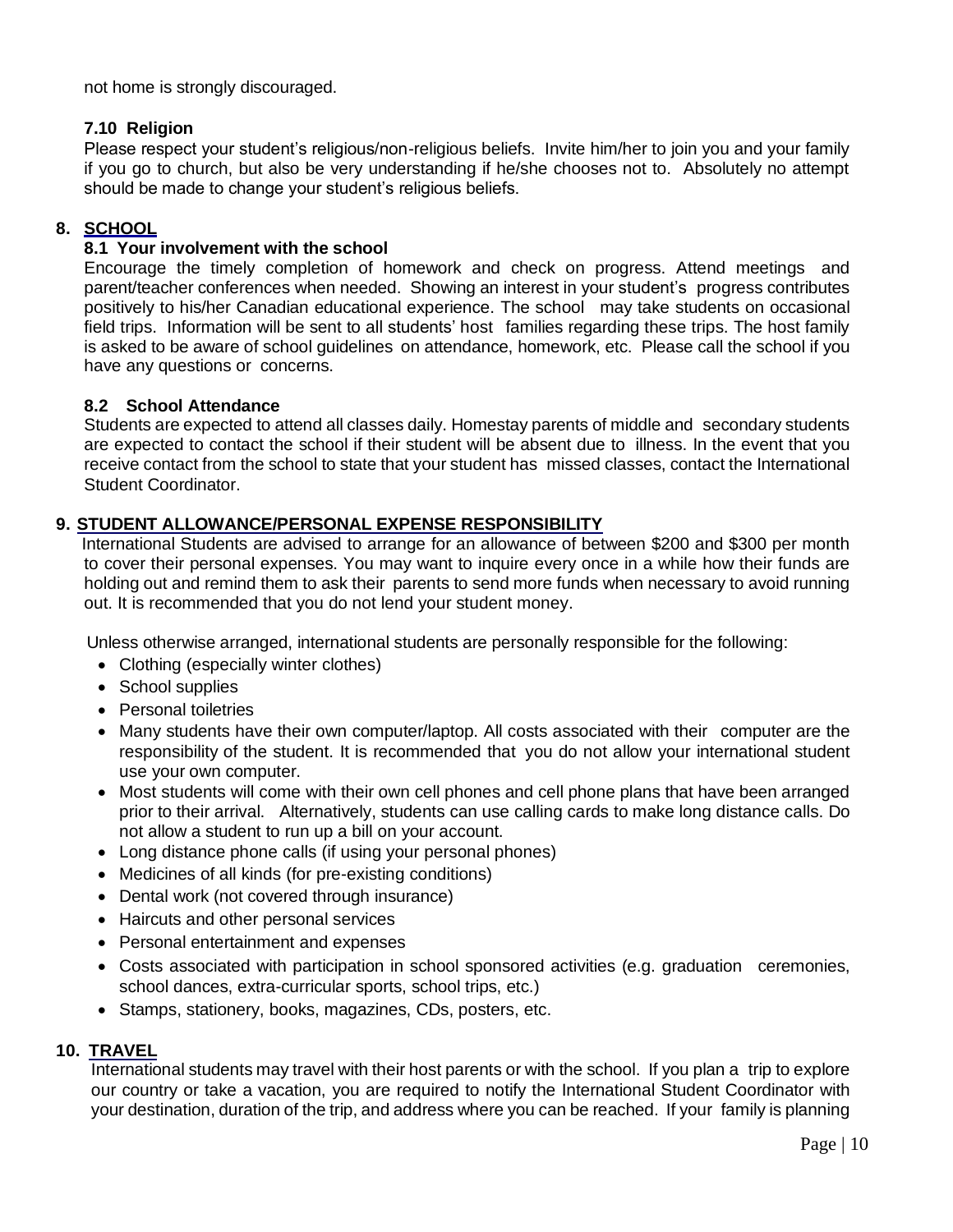not home is strongly discouraged.

### 7.10 Religion

Please respect your student's religious/non-religious beliefs. Invite him/her to join you and your family if you go to church, but also be very understanding if he/she chooses not to. Absolutely no attempt should be made to change your student's religious beliefs.

## 8. SCHOOL

### 8.1 Your involvement with the school

Encourage the timely completion of homework and check on progress. Attend meetings and parent/teacher conferences when needed. Showing an interest in your student's progress contributes positively to his/her Canadian educational experience. The school may take students on occasional field trips. Information will be sent to all students' host families regarding these trips. The host family is asked to be aware of school guidelines on attendance, homework, etc. Please call the school if you have any questions or concerns.

### 8.2 School Attendance

Students are expected to attend all classes daily. Homestay parents of middle and secondary students are expected to contact the school if their student will be absent due to illness. In the event that you receive contact from the school to state that your student has missed classes, contact the International Student Coordinator.

## 9. STUDENT ALLOWANCE/PERSONAL EXPENSE RESPONSIBILITY

International Students are advised to arrange for an allowance of between $200 and $300 per month to cover their personal expenses. You may want to inquire every once in a while how their funds are holding out and remind them to ask their parents to send more funds when necessary to avoid running out. It is recommended that you do not lend your student money.

Unless otherwise arranged, international students are personally responsible for the following:

- Clothing (especially winter clothes)
- School supplies
- Personal toiletries
- Many students have their own computer/laptop. All costs associated with their computer are the responsibility of the student. It is recommended that you do not allow your international student use your own computer.
- Most students will come with their own cell phones and cell phone plans that have been arranged prior to their arrival. Alternatively, students can use calling cards to make long distance calls. Do not allow a student to run up a bill on your account.
- Long distance phone calls (if using your personal phones)
- Medicines of all kinds (for pre-existing conditions)
- Dental work (not covered through insurance)
- Haircuts and other personal services
- Personal entertainment and expenses
- Costs associated with participation in school sponsored activities (e.g. graduation ceremonies, school dances, extra-curricular sports, school trips, etc.)
- Stamps, stationery, books, magazines, CDs, posters, etc.

## 10. TRAVEL

International students may travel with their host parents or with the school. If you plan a trip to explore our country or take a vacation, you are required to notify the International Student Coordinator with your destination, duration of the trip, and address where you can be reached. If your family is planning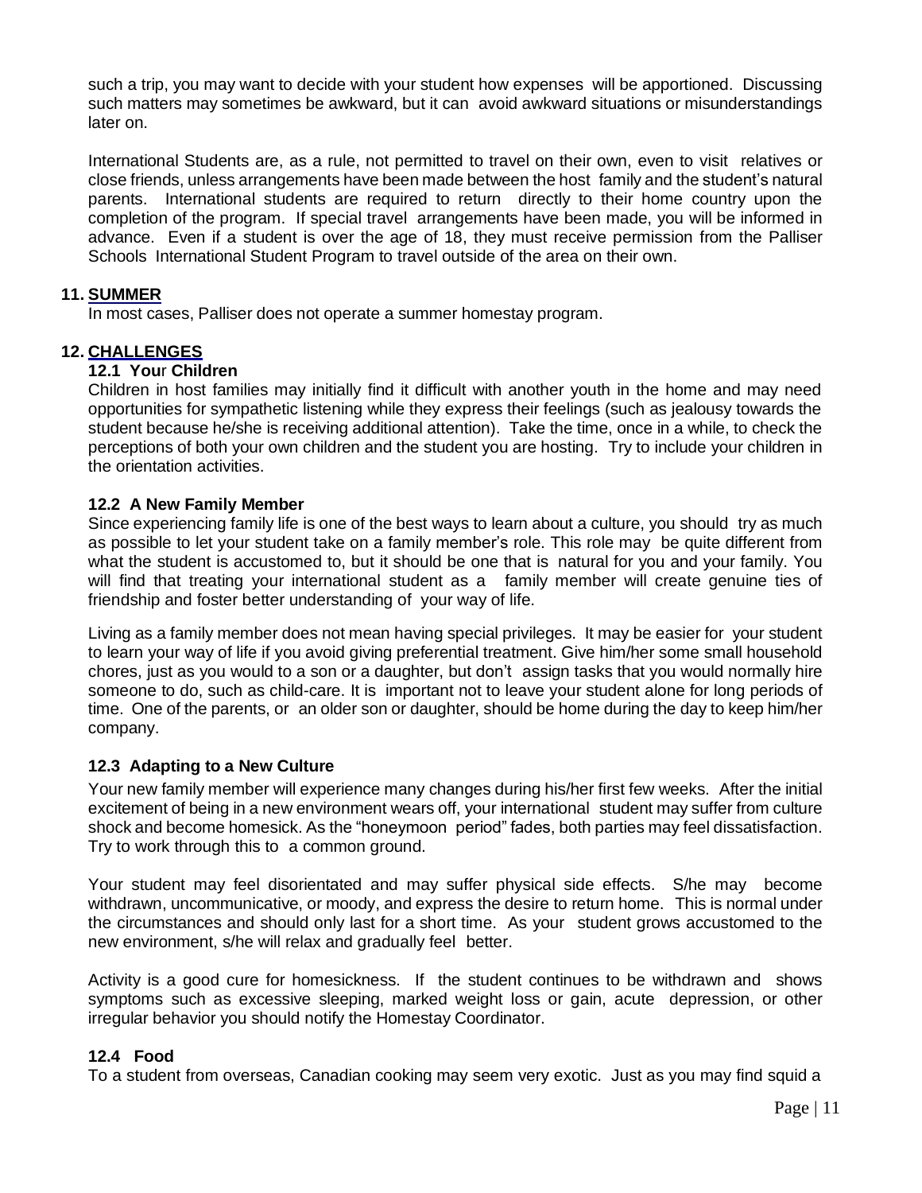such a trip, you may want to decide with your student how expenses will be apportioned. Discussing such matters may sometimes be awkward, but it can avoid awkward situations or misunderstandings later on.

International Students are, as a rule, not permitted to travel on their own, even to visit relatives or close friends, unless arrangements have been made between the host family and the student's natural parents. International students are required to return directly to their home country upon the completion of the program. If special travel arrangements have been made, you will be informed in advance. Even if a student is over the age of 18, they must receive permission from the Palliser Schools International Student Program to travel outside of the area on their own.

## 11. SUMMER

In most cases, Palliser does not operate a summer homestay program.

## 12. CHALLENGES

### 12.1 Your Children

Children in host families may initially find it difficult with another youth in the home and may need opportunities for sympathetic listening while they express their feelings (such as jealousy towards the student because he/she is receiving additional attention). Take the time, once in a while, to check the perceptions of both your own children and the student you are hosting. Try to include your children in the orientation activities.

### 12.2 A New Family Member

Since experiencing family life is one of the best ways to learn about a culture, you should try as much as possible to let your student take on a family member's role. This role may be quite different from what the student is accustomed to, but it should be one that is natural for you and your family. You will find that treating your international student as a family member will create genuine ties of friendship and foster better understanding of your way of life.

Living as a family member does not mean having special privileges. It may be easier for your student to learn your way of life if you avoid giving preferential treatment. Give him/her some small household chores, just as you would to a son or a daughter, but don't assign tasks that you would normally hire someone to do, such as child-care. It is important not to leave your student alone for long periods of time. One of the parents, or an older son or daughter, should be home during the day to keep him/her company.

### 12.3 Adapting to a New Culture

Your new family member will experience many changes during his/her first few weeks. After the initial excitement of being in a new environment wears off, your international student may suffer from culture shock and become homesick. As the "honeymoon period" fades, both parties may feel dissatisfaction. Try to work through this to a common ground.

Your student may feel disorientated and may suffer physical side effects. S/he may become withdrawn, uncommunicative, or moody, and express the desire to return home. This is normal under the circumstances and should only last for a short time. As your student grows accustomed to the new environment, s/he will relax and gradually feel better.

Activity is a good cure for homesickness. If the student continues to be withdrawn and shows symptoms such as excessive sleeping, marked weight loss or gain, acute depression, or other irregular behavior you should notify the Homestay Coordinator.

### 12.4 Food

To a student from overseas, Canadian cooking may seem very exotic. Just as you may find squid a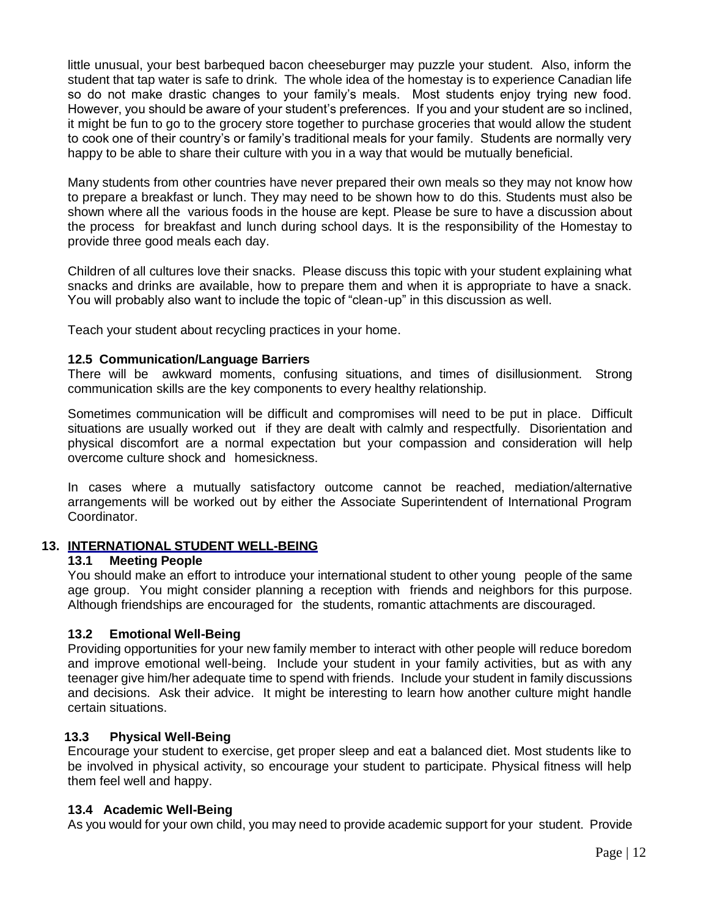little unusual, your best barbequed bacon cheeseburger may puzzle your student. Also, inform the student that tap water is safe to drink. The whole idea of the homestay is to experience Canadian life so do not make drastic changes to your family's meals. Most students enjoy trying new food. However, you should be aware of your student's preferences. If you and your student are so inclined, it might be fun to go to the grocery store together to purchase groceries that would allow the student to cook one of their country's or family's traditional meals for your family. Students are normally very happy to be able to share their culture with you in a way that would be mutually beneficial.

Many students from other countries have never prepared their own meals so they may not know how to prepare a breakfast or lunch. They may need to be shown how to do this. Students must also be shown where all the various foods in the house are kept. Please be sure to have a discussion about the process for breakfast and lunch during school days. It is the responsibility of the Homestay to provide three good meals each day.

Children of all cultures love their snacks. Please discuss this topic with your student explaining what snacks and drinks are available, how to prepare them and when it is appropriate to have a snack. You will probably also want to include the topic of "clean-up" in this discussion as well.

Teach your student about recycling practices in your home.

### 12.5 Communication/Language Barriers

There will be awkward moments, confusing situations, and times of disillusionment. Strong communication skills are the key components to every healthy relationship.

Sometimes communication will be difficult and compromises will need to be put in place. Difficult situations are usually worked out if they are dealt with calmly and respectfully. Disorientation and physical discomfort are a normal expectation but your compassion and consideration will help overcome culture shock and homesickness.

In cases where a mutually satisfactory outcome cannot be reached, mediation/alternative arrangements will be worked out by either the Associate Superintendent of International Program Coordinator.

## 13. INTERNATIONAL STUDENT WELL-BEING

### 13.1 Meeting People

You should make an effort to introduce your international student to other young people of the same age group. You might consider planning a reception with friends and neighbors for this purpose. Although friendships are encouraged for the students, romantic attachments are discouraged.

### 13.2 Emotional Well-Being

Providing opportunities for your new family member to interact with other people will reduce boredom and improve emotional well-being. Include your student in your family activities, but as with any teenager give him/her adequate time to spend with friends. Include your student in family discussions and decisions. Ask their advice. It might be interesting to learn how another culture might handle certain situations.

### 13.3 Physical Well-Being

Encourage your student to exercise, get proper sleep and eat a balanced diet. Most students like to be involved in physical activity, so encourage your student to participate. Physical fitness will help them feel well and happy.

### 13.4 Academic Well-Being

As you would for your own child, you may need to provide academic support for your student. Provide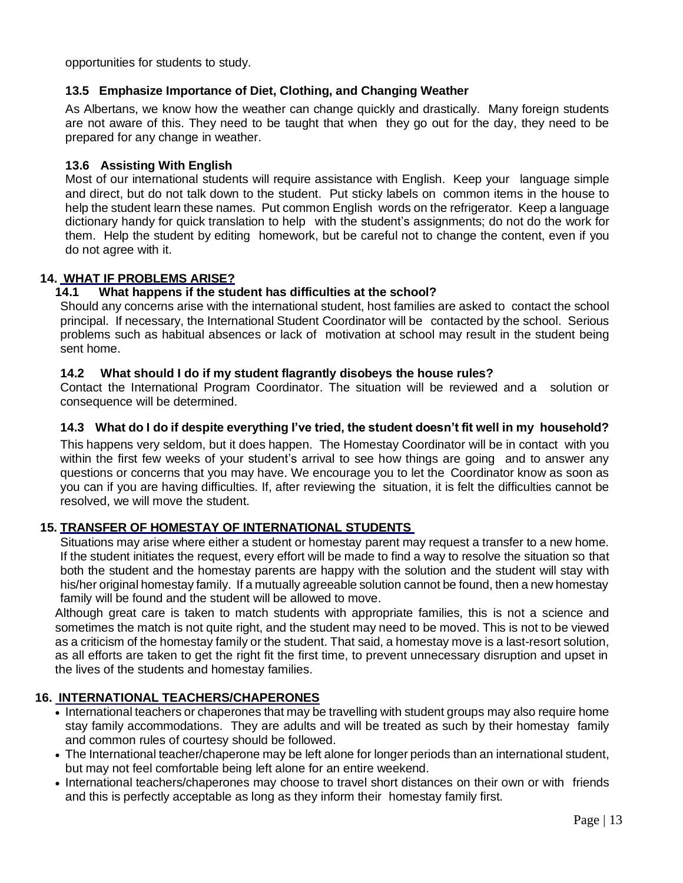opportunities for students to study.

### 13.5 Emphasize Importance of Diet, Clothing, and Changing Weather

As Albertans, we know how the weather can change quickly and drastically. Many foreign students are not aware of this. They need to be taught that when they go out for the day, they need to be prepared for any change in weather.

### 13.6 Assisting With English

Most of our international students will require assistance with English. Keep your language simple and direct, but do not talk down to the student. Put sticky labels on common items in the house to help the student learn these names. Put common English words on the refrigerator. Keep a language dictionary handy for quick translation to help with the student's assignments; do not do the work for them. Help the student by editing homework, but be careful not to change the content, even if you do not agree with it.

## 14. WHAT IF PROBLEMS ARISE?

### 14.1 What happens if the student has difficulties at the school?

Should any concerns arise with the international student, host families are asked to contact the school principal. If necessary, the International Student Coordinator will be contacted by the school. Serious problems such as habitual absences or lack of motivation at school may result in the student being sent home.

### 14.2 What should I do if my student flagrantly disobeys the house rules?

Contact the International Program Coordinator. The situation will be reviewed and a solution or consequence will be determined.

### 14.3 What do I do if despite everything I've tried, the student doesn't fit well in my household?

This happens very seldom, but it does happen. The Homestay Coordinator will be in contact with you within the first few weeks of your student's arrival to see how things are going and to answer any questions or concerns that you may have. We encourage you to let the Coordinator know as soon as you can if you are having difficulties. If, after reviewing the situation, it is felt the difficulties cannot be resolved, we will move the student.

## 15. TRANSFER OF HOMESTAY OF INTERNATIONAL STUDENTS

Situations may arise where either a student or homestay parent may request a transfer to a new home. If the student initiates the request, every effort will be made to find a way to resolve the situation so that both the student and the homestay parents are happy with the solution and the student will stay with his/her original homestay family. If a mutually agreeable solution cannot be found, then a new homestay family will be found and the student will be allowed to move.

Although great care is taken to match students with appropriate families, this is not a science and sometimes the match is not quite right, and the student may need to be moved. This is not to be viewed as a criticism of the homestay family or the student. That said, a homestay move is a last-resort solution, as all efforts are taken to get the right fit the first time, to prevent unnecessary disruption and upset in the lives of the students and homestay families.

## 16. INTERNATIONAL TEACHERS/CHAPERONES

- International teachers or chaperones that may be travelling with student groups may also require home stay family accommodations. They are adults and will be treated as such by their homestay family and common rules of courtesy should be followed.
- The International teacher/chaperone may be left alone for longer periods than an international student, but may not feel comfortable being left alone for an entire weekend.
- International teachers/chaperones may choose to travel short distances on their own or with friends and this is perfectly acceptable as long as they inform their homestay family first.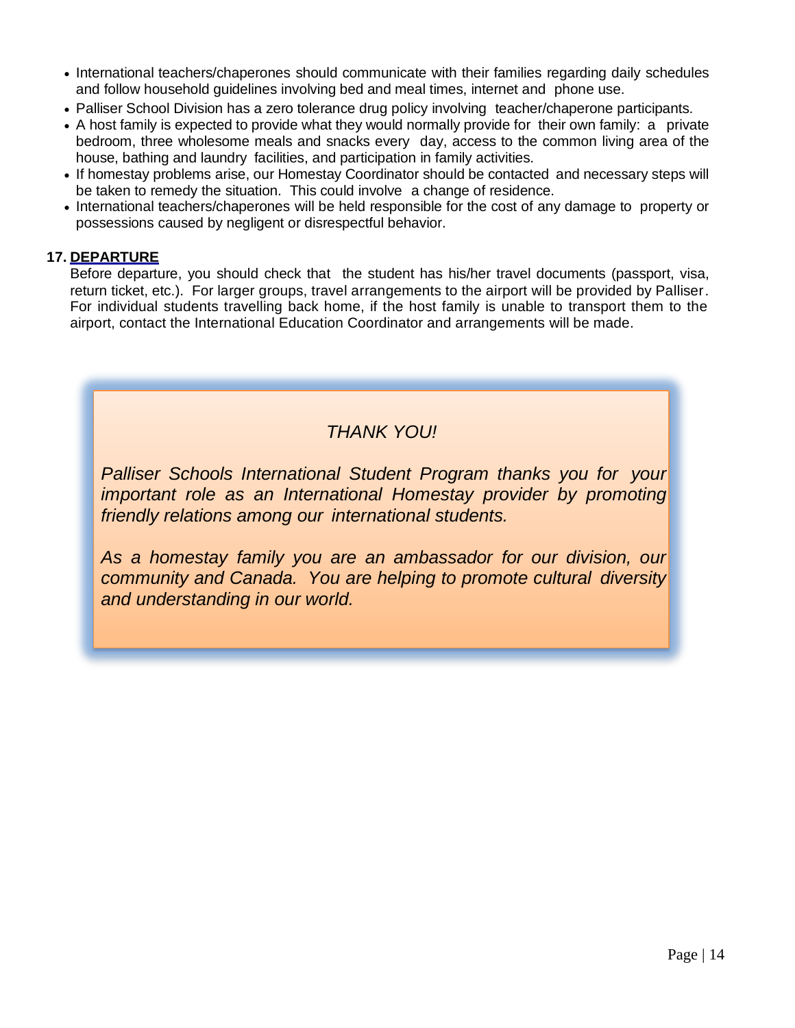- International teachers/chaperones should communicate with their families regarding daily schedules and follow household guidelines involving bed and meal times, internet and phone use.
- Palliser School Division has a zero tolerance drug policy involving teacher/chaperone participants.
- A host family is expected to provide what they would normally provide for their own family: a private bedroom, three wholesome meals and snacks every day, access to the common living area of the house, bathing and laundry facilities, and participation in family activities.
- If homestay problems arise, our Homestay Coordinator should be contacted and necessary steps will be taken to remedy the situation. This could involve a change of residence.
- International teachers/chaperones will be held responsible for the cost of any damage to property or possessions caused by negligent or disrespectful behavior.

**17. DEPARTURE**

Before departure, you should check that the student has his/her travel documents (passport, visa, return ticket, etc.). For larger groups, travel arrangements to the airport will be provided by Palliser. For individual students travelling back home, if the host family is unable to transport them to the airport, contact the International Education Coordinator and arrangements will be made.

*THANK YOU!*

*Palliser Schools International Student Program thanks you for your important role as an International Homestay provider by promoting friendly relations among our international students.*

*As a homestay family you are an ambassador for our division, our community and Canada. You are helping to promote cultural diversity and understanding in our world.*